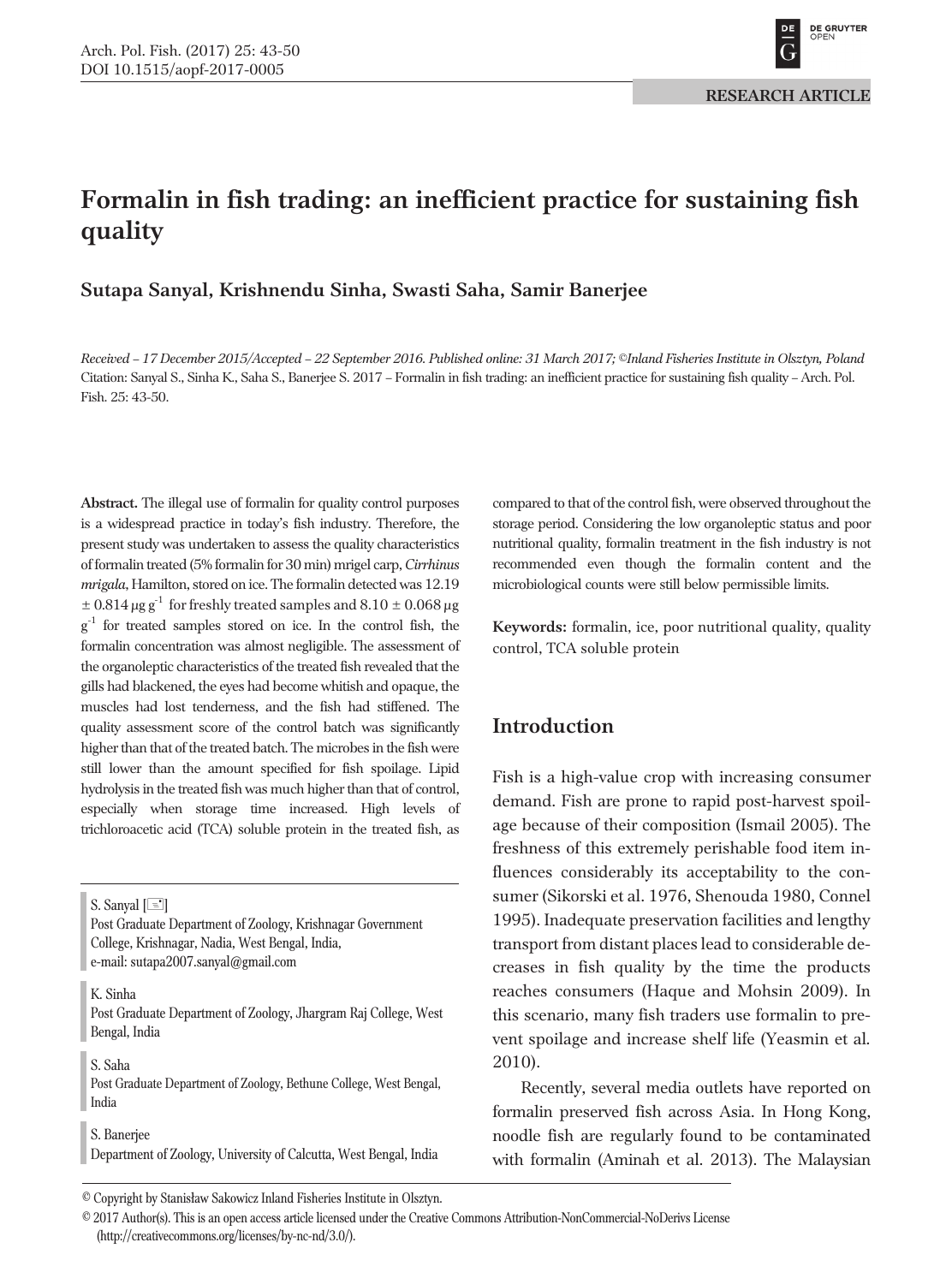RESEARCH ARTICLE

# Formalin in fish trading: an inefficient practice for sustaining fish quality

**Sutapa Sanyal, Krishnendu Sinha, Swasti Saha, Samir Banerjee**

*Received – 17 December 2015/Accepted – 22 September 2016. Published online: 31 March 2017; ©Inland Fisheries Institute in Olsztyn, Poland*

Citation: Sanyal S., Sinha K., Saha S., Banerjee S. 2017 – Formalin in fish trading: an inefficient practice for sustaining fish quality – Arch. Pol. Fish. 25: 43-50.

**Abstract.** The illegal use of formalin for quality control purposes is a widespread practice in today's fish industry. Therefore, the present study was undertaken to assess the quality characteristics of formalin treated (5% formalin for 30 min) mrigel carp, *Cirrhinus mrigala*, Hamilton, stored on ice. The formalin detected was 12.19 $\pm$ 0.814 $\mu g\ g^{-1}$ for freshly treated samples and 8.10 $\pm$ 0.068 $\mu g\ g^{-1}$ for treated samples stored on ice. In the control fish, the formalin concentration was almost negligible. The assessment of the organoleptic characteristics of the treated fish revealed that the gills had blackened, the eyes had become whitish and opaque, the muscles had lost tenderness, and the fish had stiffened. The quality assessment score of the control batch was significantly higher than that of the treated batch. The microbes in the fish were still lower than the amount specified for fish spoilage. Lipid hydrolysis in the treated fish was much higher than that of control, especially when storage time increased. High levels of trichloroacetic acid (TCA) soluble protein in the treated fish, as compared to that of the control fish, were observed throughout the storage period. Considering the low organoleptic status and poor nutritional quality, formalin treatment in the fish industry is not recommended even though the formalin content and the microbiological counts were still below permissible limits.

**Keywords:** formalin, ice, poor nutritional quality, quality control, TCA soluble protein

S. Sanyal [✉]
Post Graduate Department of Zoology, Krishnagar Government College, Krishnagar, Nadia, West Bengal, India,
e-mail: sutapa2007.sanyal@gmail.com

K. Sinha
Post Graduate Department of Zoology, Jhargram Raj College, West Bengal, India

S. Saha
Post Graduate Department of Zoology, Bethune College, West Bengal, India

S. Banerjee
Department of Zoology, University of Calcutta, West Bengal, India

## Introduction

Fish is a high-value crop with increasing consumer demand. Fish are prone to rapid post-harvest spoilage because of their composition (Ismail 2005). The freshness of this extremely perishable food item influences considerably its acceptability to the consumer (Sikorski et al. 1976, Shenouda 1980, Connel 1995). Inadequate preservation facilities and lengthy transport from distant places lead to considerable decreases in fish quality by the time the products reaches consumers (Haque and Mohsin 2009). In this scenario, many fish traders use formalin to prevent spoilage and increase shelf life (Yeasmin et al. 2010).

Recently, several media outlets have reported on formalin preserved fish across Asia. In Hong Kong, noodle fish are regularly found to be contaminated with formalin (Aminah et al. 2013). The Malaysian

© Copyright by Stanisław Sakowicz Inland Fisheries Institute in Olsztyn.

© 2017 Author(s). This is an open access article licensed under the Creative Commons Attribution-NonCommercial-NoDerivs License (http://creativecommons.org/licenses/by-nc-nd/3.0/).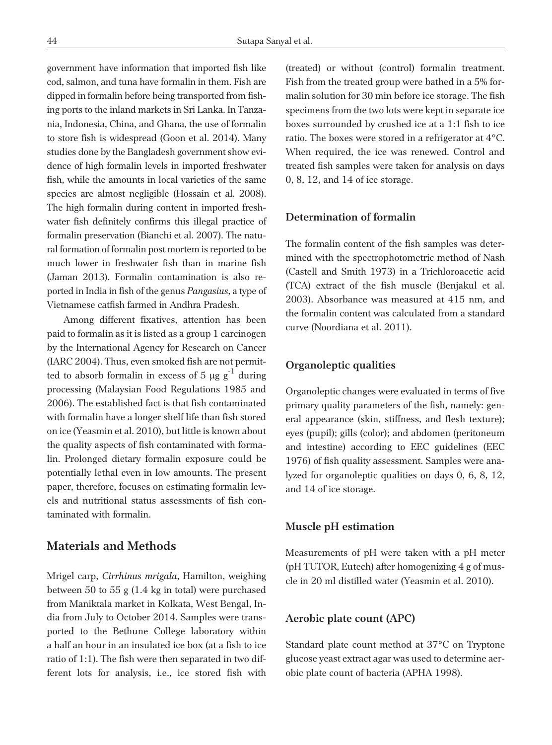government have information that imported fish like cod, salmon, and tuna have formalin in them. Fish are dipped in formalin before being transported from fishing ports to the inland markets in Sri Lanka. In Tanzania, Indonesia, China, and Ghana, the use of formalin to store fish is widespread (Goon et al. 2014). Many studies done by the Bangladesh government show evidence of high formalin levels in imported freshwater fish, while the amounts in local varieties of the same species are almost negligible (Hossain et al. 2008). The high formalin during content in imported freshwater fish definitely confirms this illegal practice of formalin preservation (Bianchi et al. 2007). The natural formation of formalin post mortem is reported to be much lower in freshwater fish than in marine fish (Jaman 2013). Formalin contamination is also reported in India in fish of the genus *Pangasius*, a type of Vietnamese catfish farmed in Andhra Pradesh.

Among different fixatives, attention has been paid to formalin as it is listed as a group 1 carcinogen by the International Agency for Research on Cancer (IARC 2004). Thus, even smoked fish are not permitted to absorb formalin in excess of 5 $\mu g\ g^{-1}$ during processing (Malaysian Food Regulations 1985 and 2006). The established fact is that fish contaminated with formalin have a longer shelf life than fish stored on ice (Yeasmin et al. 2010), but little is known about the quality aspects of fish contaminated with formalin. Prolonged dietary formalin exposure could be potentially lethal even in low amounts. The present paper, therefore, focuses on estimating formalin levels and nutritional status assessments of fish contaminated with formalin.

## Materials and Methods

Mrigel carp, *Cirrhinus mrigala*, Hamilton, weighing between 50 to 55 g (1.4 kg in total) were purchased from Maniktala market in Kolkata, West Bengal, India from July to October 2014. Samples were transported to the Bethune College laboratory within a half an hour in an insulated ice box (at a fish to ice ratio of 1:1). The fish were then separated in two different lots for analysis, i.e., ice stored fish with (treated) or without (control) formalin treatment. Fish from the treated group were bathed in a 5% formalin solution for 30 min before ice storage. The fish specimens from the two lots were kept in separate ice boxes surrounded by crushed ice at a 1:1 fish to ice ratio. The boxes were stored in a refrigerator at 4°C. When required, the ice was renewed. Control and treated fish samples were taken for analysis on days 0, 8, 12, and 14 of ice storage.

### Determination of formalin

The formalin content of the fish samples was determined with the spectrophotometric method of Nash (Castell and Smith 1973) in a Trichloroacetic acid (TCA) extract of the fish muscle (Benjakul et al. 2003). Absorbance was measured at 415 nm, and the formalin content was calculated from a standard curve (Noordiana et al. 2011).

### Organoleptic qualities

Organoleptic changes were evaluated in terms of five primary quality parameters of the fish, namely: general appearance (skin, stiffness, and flesh texture); eyes (pupil); gills (color); and abdomen (peritoneum and intestine) according to EEC guidelines (EEC 1976) of fish quality assessment. Samples were analyzed for organoleptic qualities on days 0, 6, 8, 12, and 14 of ice storage.

### Muscle pH estimation

Measurements of pH were taken with a pH meter (pH TUTOR, Eutech) after homogenizing 4 g of muscle in 20 ml distilled water (Yeasmin et al. 2010).

### Aerobic plate count (APC)

Standard plate count method at 37°C on Tryptone glucose yeast extract agar was used to determine aerobic plate count of bacteria (APHA 1998).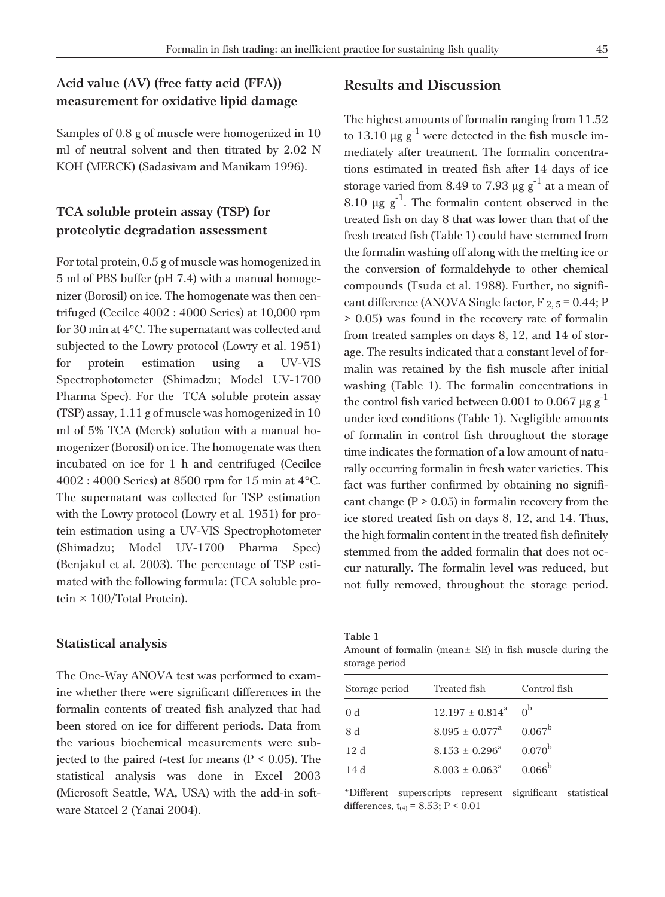## Acid value (AV) (free fatty acid (FFA)) measurement for oxidative lipid damage

Samples of 0.8 g of muscle were homogenized in 10 ml of neutral solvent and then titrated by 2.02 N KOH (MERCK) (Sadasivam and Manikam 1996).

## TCA soluble protein assay (TSP) for proteolytic degradation assessment

For total protein, 0.5 g of muscle was homogenized in 5 ml of PBS buffer (pH 7.4) with a manual homogenizer (Borosil) on ice. The homogenate was then centrifuged (Cecilce 4002 : 4000 Series) at 10,000 rpm for 30 min at 4°C. The supernatant was collected and subjected to the Lowry protocol (Lowry et al. 1951) for protein estimation using a UV-VIS Spectrophotometer (Shimadzu; Model UV-1700 Pharma Spec). For the TCA soluble protein assay (TSP) assay, 1.11 g of muscle was homogenized in 10 ml of 5% TCA (Merck) solution with a manual homogenizer (Borosil) on ice. The homogenate was then incubated on ice for 1 h and centrifuged (Cecilce 4002 : 4000 Series) at 8500 rpm for 15 min at 4°C. The supernatant was collected for TSP estimation with the Lowry protocol (Lowry et al. 1951) for protein estimation using a UV-VIS Spectrophotometer (Shimadzu; Model UV-1700 Pharma Spec) (Benjakul et al. 2003). The percentage of TSP estimated with the following formula: (TCA soluble protein × 100/Total Protein).

## Statistical analysis

The One-Way ANOVA test was performed to examine whether there were significant differences in the formalin contents of treated fish analyzed that had been stored on ice for different periods. Data from the various biochemical measurements were subjected to the paired *t*-test for means ($P < 0.05$). The statistical analysis was done in Excel 2003 (Microsoft Seattle, WA, USA) with the add-in software Statcel 2 (Yanai 2004).

## Results and Discussion

The highest amounts of formalin ranging from 11.52 to 13.10 $\mu g\ g^{-1}$ were detected in the fish muscle immediately after treatment. The formalin concentrations estimated in treated fish after 14 days of ice storage varied from 8.49 to 7.93 $\mu g\ g^{-1}$ at a mean of 8.10 $\mu g\ g^{-1}$. The formalin content observed in the treated fish on day 8 that was lower than that of the fresh treated fish (Table 1) could have stemmed from the formalin washing off along with the melting ice or the conversion of formaldehyde to other chemical compounds (Tsuda et al. 1988). Further, no significant difference (ANOVA Single factor, $F_{2,5} = 0.44$; $P > 0.05$) was found in the recovery rate of formalin from treated samples on days 8, 12, and 14 of storage. The results indicated that a constant level of formalin was retained by the fish muscle after initial washing (Table 1). The formalin concentrations in the control fish varied between 0.001 to 0.067 $\mu g\ g^{-1}$ under iced conditions (Table 1). Negligible amounts of formalin in control fish throughout the storage time indicates the formation of a low amount of naturally occurring formalin in fresh water varieties. This fact was further confirmed by obtaining no significant change ($P > 0.05$) in formalin recovery from the ice stored treated fish on days 8, 12, and 14. Thus, the high formalin content in the treated fish definitely stemmed from the added formalin that does not occur naturally. The formalin level was reduced, but not fully removed, throughout the storage period.

**Table 1**
Amount of formalin (mean± SE) in fish muscle during the storage period

| Storage period | Treated fish | Control fish |
|---|---|---|
| 0 d | $12.197 \pm 0.814^{a}$ | $0^{b}$ |
| 8 d | $8.095 \pm 0.077^{a}$ | $0.067^{b}$ |
| 12 d | $8.153 \pm 0.296^{a}$ | $0.070^{b}$ |
| 14 d | $8.003 \pm 0.063^{a}$ | $0.066^{b}$ |

*Different superscripts represent significant statistical differences, $t_{(4)} = 8.53$; $P < 0.01$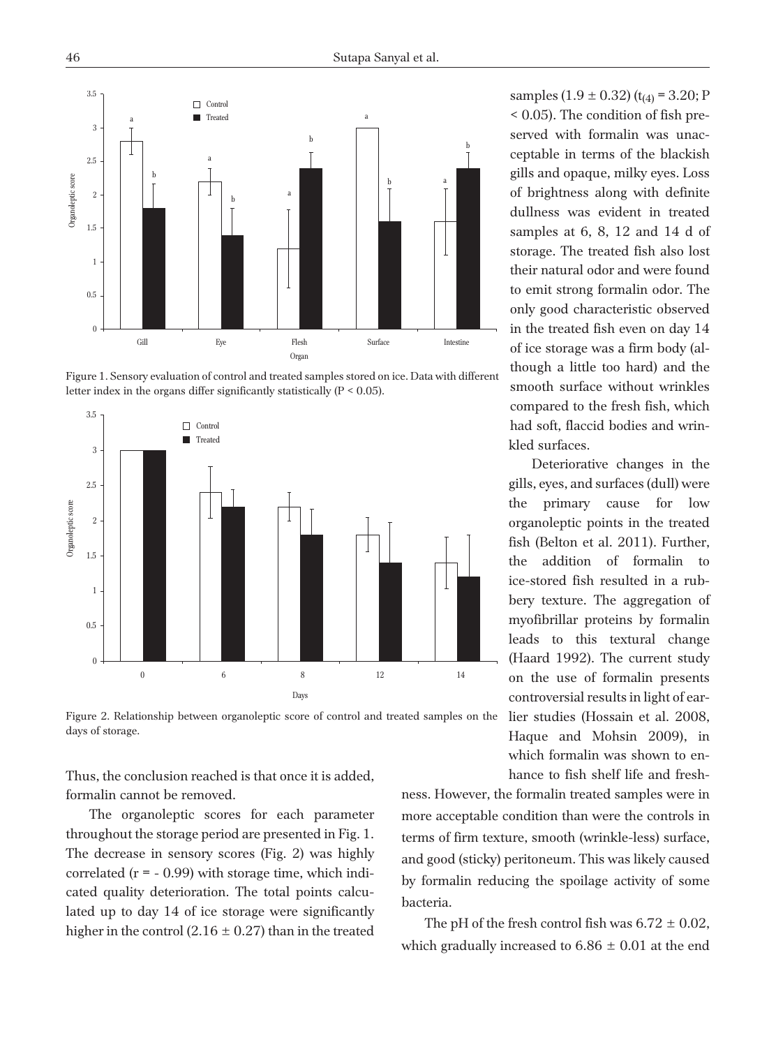Figure 1. Sensory evaluation of control and treated samples stored on ice. Data with different letter index in the organs differ significantly statistically (P < 0.05).

Figure 2. Relationship between organoleptic score of control and treated samples on the days of storage.

Thus, the conclusion reached is that once it is added, formalin cannot be removed.

The organoleptic scores for each parameter throughout the storage period are presented in Fig. 1. The decrease in sensory scores (Fig. 2) was highly correlated ($r = -0.99$) with storage time, which indicated quality deterioration. The total points calculated up to day 14 of ice storage were significantly higher in the control ($2.16 \pm 0.27$) than in the treated samples ($1.9 \pm 0.32$) ($t_{(4)} = 3.20$; $P < 0.05$). The condition of fish preserved with formalin was unacceptable in terms of the blackish gills and opaque, milky eyes. Loss of brightness along with definite dullness was evident in treated samples at 6, 8, 12 and 14 d of storage. The treated fish also lost their natural odor and were found to emit strong formalin odor. The only good characteristic observed in the treated fish even on day 14 of ice storage was a firm body (although a little too hard) and the smooth surface without wrinkles compared to the fresh fish, which had soft, flaccid bodies and wrinkled surfaces.

Deteriorative changes in the gills, eyes, and surfaces (dull) were the primary cause for low organoleptic points in the treated fish (Belton et al. 2011). Further, the addition of formalin to ice-stored fish resulted in a rubbery texture. The aggregation of myofibrillar proteins by formalin leads to this textural change (Haard 1992). The current study on the use of formalin presents controversial results in light of earlier studies (Hossain et al. 2008, Haque and Mohsin 2009), in which formalin was shown to enhance to fish shelf life and freshness. However, the formalin treated samples were in more acceptable condition than were the controls in terms of firm texture, smooth (wrinkle-less) surface, and good (sticky) peritoneum. This was likely caused by formalin reducing the spoilage activity of some bacteria.

The pH of the fresh control fish was $6.72 \pm 0.02$, which gradually increased to $6.86 \pm 0.01$ at the end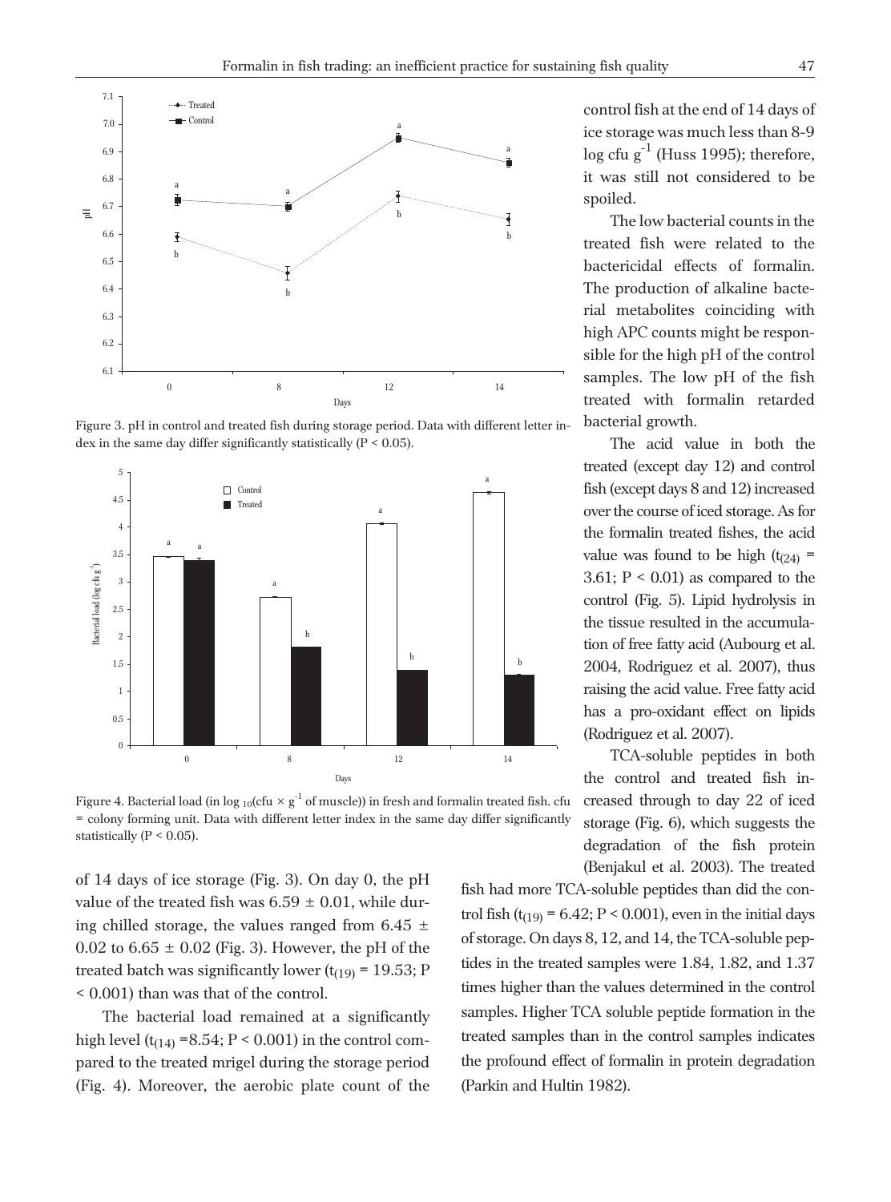Figure 3. pH in control and treated fish during storage period. Data with different letter index in the same day differ significantly statistically ($P < 0.05$).

Figure 4. Bacterial load (in $\log_{10}(\text{cfu} \times g^{-1}$ of muscle)) in fresh and formalin treated fish. cfu = colony forming unit. Data with different letter index in the same day differ significantly statistically ($P < 0.05$).

of 14 days of ice storage (Fig. 3). On day 0, the pH value of the treated fish was $6.59 \pm 0.01$, while during chilled storage, the values ranged from $6.45 \pm 0.02$ to $6.65 \pm 0.02$ (Fig. 3). However, the pH of the treated batch was significantly lower ($t_{(19)} = 19.53$; $P < 0.001$) than was that of the control.

The bacterial load remained at a significantly high level ($t_{(14)} = 8.54$; $P < 0.001$) in the control compared to the treated mrigel during the storage period (Fig. 4). Moreover, the aerobic plate count of the control fish at the end of 14 days of ice storage was much less than 8-9 log cfu $g^{-1}$ (Huss 1995); therefore, it was still not considered to be spoiled.

The low bacterial counts in the treated fish were related to the bactericidal effects of formalin. The production of alkaline bacterial metabolites coinciding with high APC counts might be responsible for the high pH of the control samples. The low pH of the fish treated with formalin retarded bacterial growth.

The acid value in both the treated (except day 12) and control fish (except days 8 and 12) increased over the course of iced storage. As for the formalin treated fishes, the acid value was found to be high ($t_{(24)} = 3.61$; $P < 0.01$) as compared to the control (Fig. 5). Lipid hydrolysis in the tissue resulted in the accumulation of free fatty acid (Aubourg et al. 2004, Rodriguez et al. 2007), thus raising the acid value. Free fatty acid has a pro-oxidant effect on lipids (Rodriguez et al. 2007).

TCA-soluble peptides in both the control and treated fish increased through to day 22 of iced storage (Fig. 6), which suggests the degradation of the fish protein (Benjakul et al. 2003). The treated fish had more TCA-soluble peptides than did the control fish ($t_{(19)} = 6.42$; $P < 0.001$), even in the initial days of storage. On days 8, 12, and 14, the TCA-soluble peptides in the treated samples were 1.84, 1.82, and 1.37 times higher than the values determined in the control samples. Higher TCA soluble peptide formation in the treated samples than in the control samples indicates the profound effect of formalin in protein degradation (Parkin and Hultin 1982).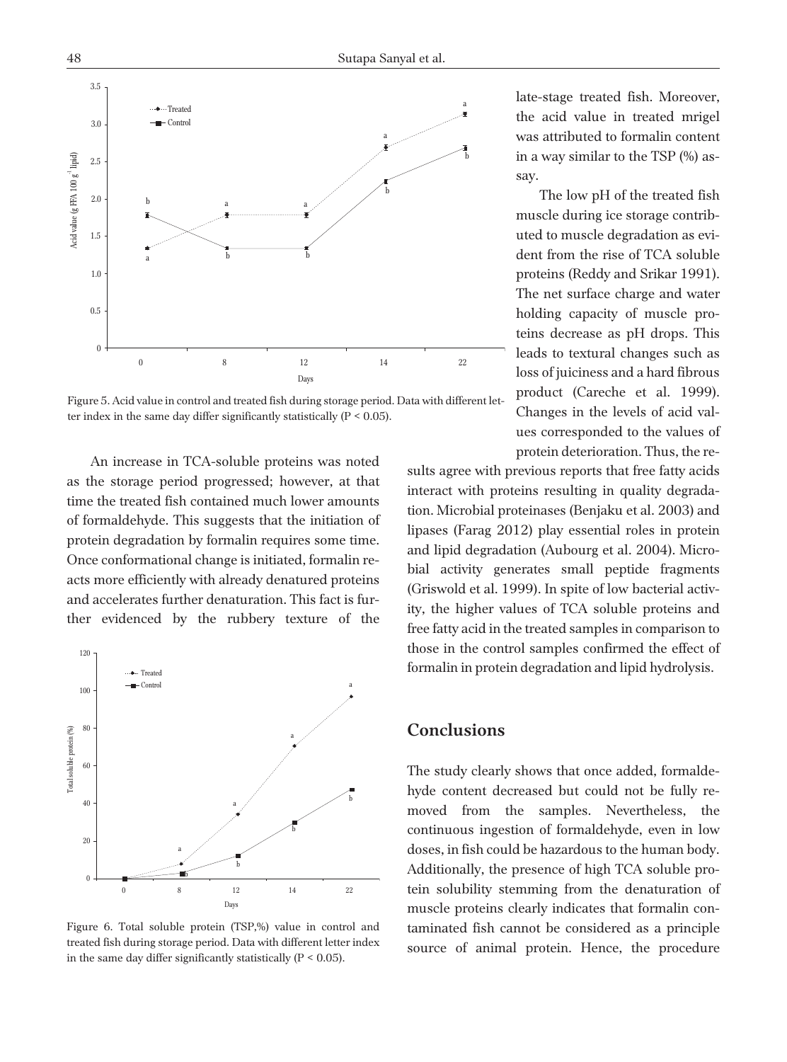Figure 5. Acid value in control and treated fish during storage period. Data with different letter index in the same day differ significantly statistically ($P < 0.05$).

An increase in TCA-soluble proteins was noted as the storage period progressed; however, at that time the treated fish contained much lower amounts of formaldehyde. This suggests that the initiation of protein degradation by formalin requires some time. Once conformational change is initiated, formalin reacts more efficiently with already denatured proteins and accelerates further denaturation. This fact is further evidenced by the rubbery texture of the late-stage treated fish. Moreover, the acid value in treated mrigel was attributed to formalin content in a way similar to the TSP (%) assay.

Figure 6. Total soluble protein (TSP,%) value in control and treated fish during storage period. Data with different letter index in the same day differ significantly statistically ($P < 0.05$).

The low pH of the treated fish muscle during ice storage contributed to muscle degradation as evident from the rise of TCA soluble proteins (Reddy and Srikar 1991). The net surface charge and water holding capacity of muscle proteins decrease as pH drops. This leads to textural changes such as loss of juiciness and a hard fibrous product (Careche et al. 1999). Changes in the levels of acid values corresponded to the values of protein deterioration. Thus, the results agree with previous reports that free fatty acids interact with proteins resulting in quality degradation. Microbial proteinases (Benjaku et al. 2003) and lipases (Farag 2012) play essential roles in protein and lipid degradation (Aubourg et al. 2004). Microbial activity generates small peptide fragments (Griswold et al. 1999). In spite of low bacterial activity, the higher values of TCA soluble proteins and free fatty acid in the treated samples in comparison to those in the control samples confirmed the effect of formalin in protein degradation and lipid hydrolysis.

## Conclusions

The study clearly shows that once added, formaldehyde content decreased but could not be fully removed from the samples. Nevertheless, the continuous ingestion of formaldehyde, even in low doses, in fish could be hazardous to the human body. Additionally, the presence of high TCA soluble protein solubility stemming from the denaturation of muscle proteins clearly indicates that formalin contaminated fish cannot be considered as a principle source of animal protein. Hence, the procedure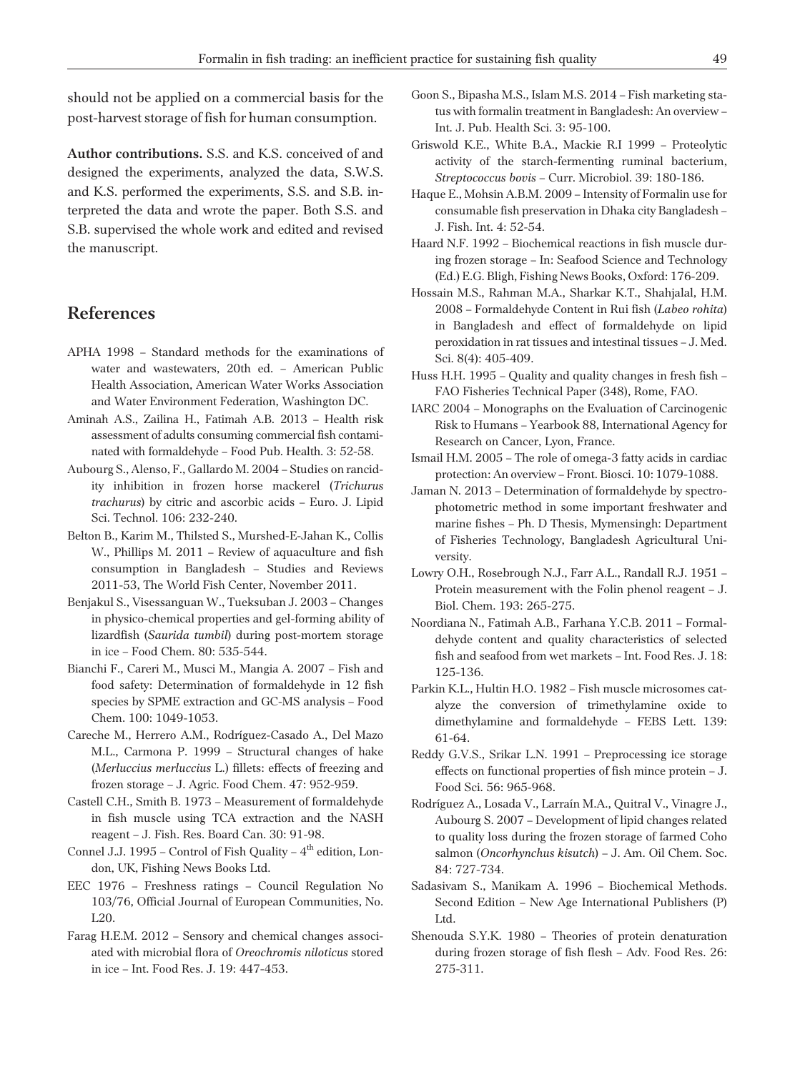should not be applied on a commercial basis for the post-harvest storage of fish for human consumption.

**Author contributions.** S.S. and K.S. conceived of and designed the experiments, analyzed the data, S.W.S. and K.S. performed the experiments, S.S. and S.B. interpreted the data and wrote the paper. Both S.S. and S.B. supervised the whole work and edited and revised the manuscript.

## References

APHA 1998 – Standard methods for the examinations of water and wastewaters, 20th ed. – American Public Health Association, American Water Works Association and Water Environment Federation, Washington DC.

Aminah A.S., Zailina H., Fatimah A.B. 2013 – Health risk assessment of adults consuming commercial fish contaminated with formaldehyde – Food Pub. Health. 3: 52-58.

Aubourg S., Alenso, F., Gallardo M. 2004 – Studies on rancidity inhibition in frozen horse mackerel (*Trichurus trachurus*) by citric and ascorbic acids – Euro. J. Lipid Sci. Technol. 106: 232-240.

Belton B., Karim M., Thilsted S., Murshed-E-Jahan K., Collis W., Phillips M. 2011 – Review of aquaculture and fish consumption in Bangladesh – Studies and Reviews 2011-53, The World Fish Center, November 2011.

Benjakul S., Visessanguan W., Tueksuban J. 2003 – Changes in physico-chemical properties and gel-forming ability of lizardfish (*Saurida tumbil*) during post-mortem storage in ice – Food Chem. 80: 535-544.

Bianchi F., Careri M., Musci M., Mangia A. 2007 – Fish and food safety: Determination of formaldehyde in 12 fish species by SPME extraction and GC-MS analysis – Food Chem. 100: 1049-1053.

Careche M., Herrero A.M., Rodríguez-Casado A., Del Mazo M.L., Carmona P. 1999 – Structural changes of hake (*Merluccius merluccius* L.) fillets: effects of freezing and frozen storage – J. Agric. Food Chem. 47: 952-959.

Castell C.H., Smith B. 1973 – Measurement of formaldehyde in fish muscle using TCA extraction and the NASH reagent – J. Fish. Res. Board Can. 30: 91-98.

Connel J.J. 1995 – Control of Fish Quality – 4th edition, London, UK, Fishing News Books Ltd.

EEC 1976 – Freshness ratings – Council Regulation No 103/76, Official Journal of European Communities, No. L20.

Farag H.E.M. 2012 – Sensory and chemical changes associated with microbial flora of *Oreochromis niloticus* stored in ice – Int. Food Res. J. 19: 447-453.

Goon S., Bipasha M.S., Islam M.S. 2014 – Fish marketing status with formalin treatment in Bangladesh: An overview – Int. J. Pub. Health Sci. 3: 95-100.

Griswold K.E., White B.A., Mackie R.I 1999 – Proteolytic activity of the starch-fermenting ruminal bacterium, *Streptococcus bovis* – Curr. Microbiol. 39: 180-186.

Haque E., Mohsin A.B.M. 2009 – Intensity of Formalin use for consumable fish preservation in Dhaka city Bangladesh – J. Fish. Int. 4: 52-54.

Haard N.F. 1992 – Biochemical reactions in fish muscle during frozen storage – In: Seafood Science and Technology (Ed.) E.G. Bligh, Fishing News Books, Oxford: 176-209.

Hossain M.S., Rahman M.A., Sharkar K.T., Shahjalal, H.M. 2008 – Formaldehyde Content in Rui fish (*Labeo rohita*) in Bangladesh and effect of formaldehyde on lipid peroxidation in rat tissues and intestinal tissues – J. Med. Sci. 8(4): 405-409.

Huss H.H. 1995 – Quality and quality changes in fresh fish – FAO Fisheries Technical Paper (348), Rome, FAO.

IARC 2004 – Monographs on the Evaluation of Carcinogenic Risk to Humans – Yearbook 88, International Agency for Research on Cancer, Lyon, France.

Ismail H.M. 2005 – The role of omega-3 fatty acids in cardiac protection: An overview – Front. Biosci. 10: 1079-1088.

Jaman N. 2013 – Determination of formaldehyde by spectrophotometric method in some important freshwater and marine fishes – Ph. D Thesis, Mymensingh: Department of Fisheries Technology, Bangladesh Agricultural University.

Lowry O.H., Rosebrough N.J., Farr A.L., Randall R.J. 1951 – Protein measurement with the Folin phenol reagent – J. Biol. Chem. 193: 265-275.

Noordiana N., Fatimah A.B., Farhana Y.C.B. 2011 – Formaldehyde content and quality characteristics of selected fish and seafood from wet markets – Int. Food Res. J. 18: 125-136.

Parkin K.L., Hultin H.O. 1982 – Fish muscle microsomes catalyze the conversion of trimethylamine oxide to dimethylamine and formaldehyde – FEBS Lett. 139: 61-64.

Reddy G.V.S., Srikar L.N. 1991 – Preprocessing ice storage effects on functional properties of fish mince protein – J. Food Sci. 56: 965-968.

Rodríguez A., Losada V., Larraín M.A., Quitral V., Vinagre J., Aubourg S. 2007 – Development of lipid changes related to quality loss during the frozen storage of farmed Coho salmon (*Oncorhynchus kisutch*) – J. Am. Oil Chem. Soc. 84: 727-734.

Sadasivam S., Manikam A. 1996 – Biochemical Methods. Second Edition – New Age International Publishers (P) Ltd.

Shenouda S.Y.K. 1980 – Theories of protein denaturation during frozen storage of fish flesh – Adv. Food Res. 26: 275-311.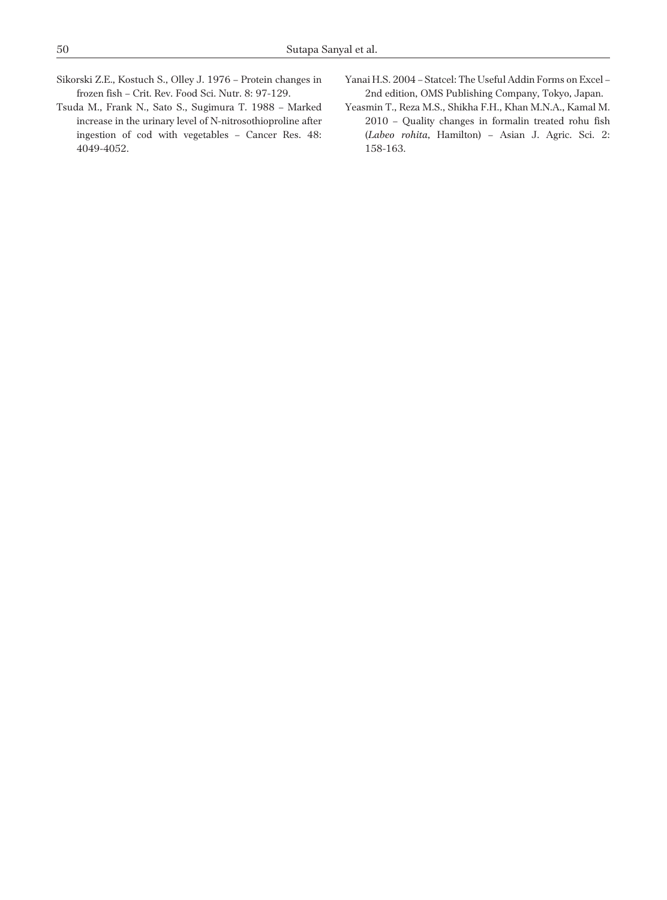Sikorski Z.E., Kostuch S., Olley J. 1976 – Protein changes in frozen fish – Crit. Rev. Food Sci. Nutr. 8: 97-129.

Tsuda M., Frank N., Sato S., Sugimura T. 1988 – Marked increase in the urinary level of N-nitrosothioproline after ingestion of cod with vegetables – Cancer Res. 48: 4049-4052.

Yanai H.S. 2004 – Statcel: The Useful Addin Forms on Excel – 2nd edition, OMS Publishing Company, Tokyo, Japan.

Yeasmin T., Reza M.S., Shikha F.H., Khan M.N.A., Kamal M. 2010 – Quality changes in formalin treated rohu fish (*Labeo rohita*, Hamilton) – Asian J. Agric. Sci. 2: 158-163.